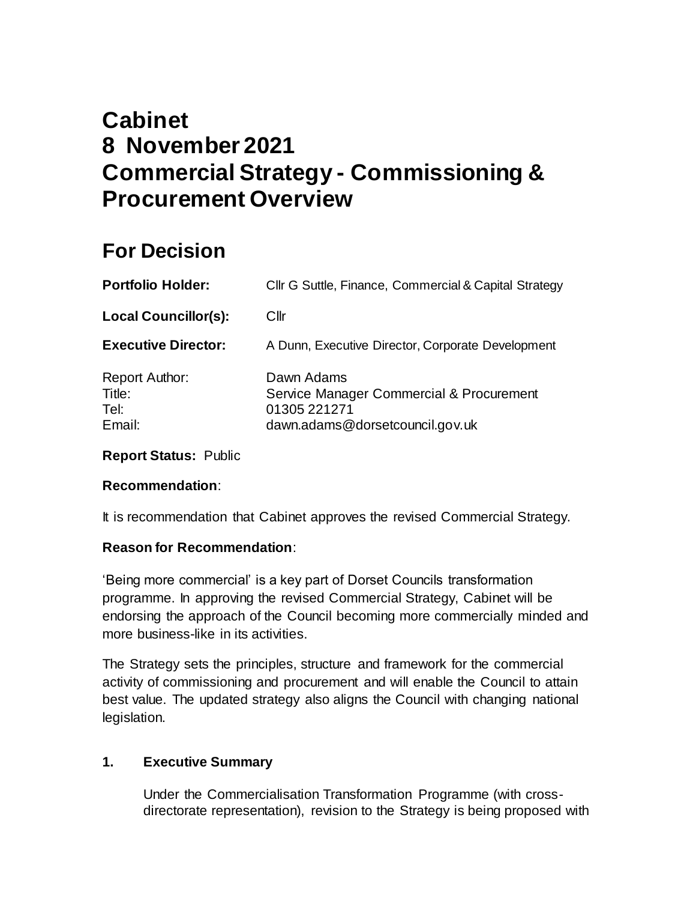# Cabinet
# 8 November 2021
# Commercial Strategy - Commissioning & Procurement Overview

## For Decision

| | |
|---|---|
| **Portfolio Holder:** | Cllr G Suttle, Finance, Commercial & Capital Strategy |
| **Local Councillor(s):** | Cllr |
| **Executive Director:** | A Dunn, Executive Director, Corporate Development |
| Report Author: | Dawn Adams |
| Title: | Service Manager Commercial & Procurement |
| Tel: | 01305 221271 |
| Email: | dawn.adams@dorsetcouncil.gov.uk |

**Report Status:** Public

**Recommendation**:

It is recommendation that Cabinet approves the revised Commercial Strategy.

**Reason for Recommendation**:

'Being more commercial' is a key part of Dorset Councils transformation programme. In approving the revised Commercial Strategy, Cabinet will be endorsing the approach of the Council becoming more commercially minded and more business-like in its activities.

The Strategy sets the principles, structure and framework for the commercial activity of commissioning and procurement and will enable the Council to attain best value. The updated strategy also aligns the Council with changing national legislation.

**1. Executive Summary**

Under the Commercialisation Transformation Programme (with cross-directorate representation), revision to the Strategy is being proposed with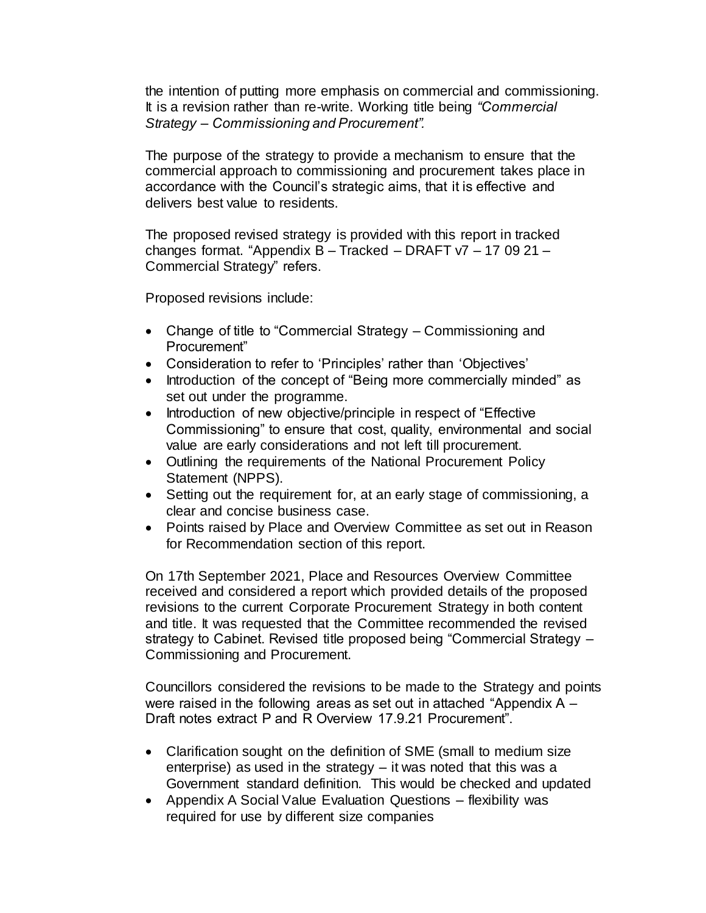the intention of putting more emphasis on commercial and commissioning. It is a revision rather than re-write. Working title being *"Commercial Strategy – Commissioning and Procurement".*

The purpose of the strategy to provide a mechanism to ensure that the commercial approach to commissioning and procurement takes place in accordance with the Council's strategic aims, that it is effective and delivers best value to residents.

The proposed revised strategy is provided with this report in tracked changes format. "Appendix B – Tracked – DRAFT v7 – 17 09 21 – Commercial Strategy" refers.

Proposed revisions include:

- Change of title to "Commercial Strategy – Commissioning and Procurement"
- Consideration to refer to 'Principles' rather than 'Objectives'
- Introduction of the concept of "Being more commercially minded" as set out under the programme.
- Introduction of new objective/principle in respect of "Effective Commissioning" to ensure that cost, quality, environmental and social value are early considerations and not left till procurement.
- Outlining the requirements of the National Procurement Policy Statement (NPPS).
- Setting out the requirement for, at an early stage of commissioning, a clear and concise business case.
- Points raised by Place and Overview Committee as set out in Reason for Recommendation section of this report.

On 17th September 2021, Place and Resources Overview Committee received and considered a report which provided details of the proposed revisions to the current Corporate Procurement Strategy in both content and title. It was requested that the Committee recommended the revised strategy to Cabinet. Revised title proposed being "Commercial Strategy – Commissioning and Procurement.

Councillors considered the revisions to be made to the Strategy and points were raised in the following areas as set out in attached "Appendix A – Draft notes extract P and R Overview 17.9.21 Procurement".

- Clarification sought on the definition of SME (small to medium size enterprise) as used in the strategy – it was noted that this was a Government standard definition. This would be checked and updated
- Appendix A Social Value Evaluation Questions – flexibility was required for use by different size companies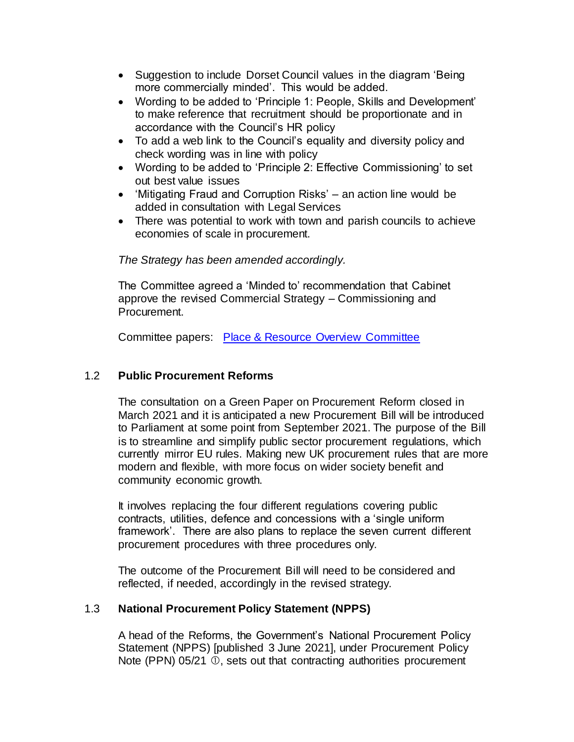- Suggestion to include Dorset Council values in the diagram 'Being more commercially minded'. This would be added.
- Wording to be added to 'Principle 1: People, Skills and Development' to make reference that recruitment should be proportionate and in accordance with the Council's HR policy
- To add a web link to the Council's equality and diversity policy and check wording was in line with policy
- Wording to be added to 'Principle 2: Effective Commissioning' to set out best value issues
- 'Mitigating Fraud and Corruption Risks' – an action line would be added in consultation with Legal Services
- There was potential to work with town and parish councils to achieve economies of scale in procurement.

*The Strategy has been amended accordingly.*

The Committee agreed a 'Minded to' recommendation that Cabinet approve the revised Commercial Strategy – Commissioning and Procurement.

Committee papers: [Place & Resource Overview Committee]()

## 1.2 Public Procurement Reforms

The consultation on a Green Paper on Procurement Reform closed in March 2021 and it is anticipated a new Procurement Bill will be introduced to Parliament at some point from September 2021. The purpose of the Bill is to streamline and simplify public sector procurement regulations, which currently mirror EU rules. Making new UK procurement rules that are more modern and flexible, with more focus on wider society benefit and community economic growth.

It involves replacing the four different regulations covering public contracts, utilities, defence and concessions with a 'single uniform framework'. There are also plans to replace the seven current different procurement procedures with three procedures only.

The outcome of the Procurement Bill will need to be considered and reflected, if needed, accordingly in the revised strategy.

## 1.3 National Procurement Policy Statement (NPPS)

A head of the Reforms, the Government's National Procurement Policy Statement (NPPS) [published 3 June 2021], under Procurement Policy Note (PPN) 05/21 ①, sets out that contracting authorities procurement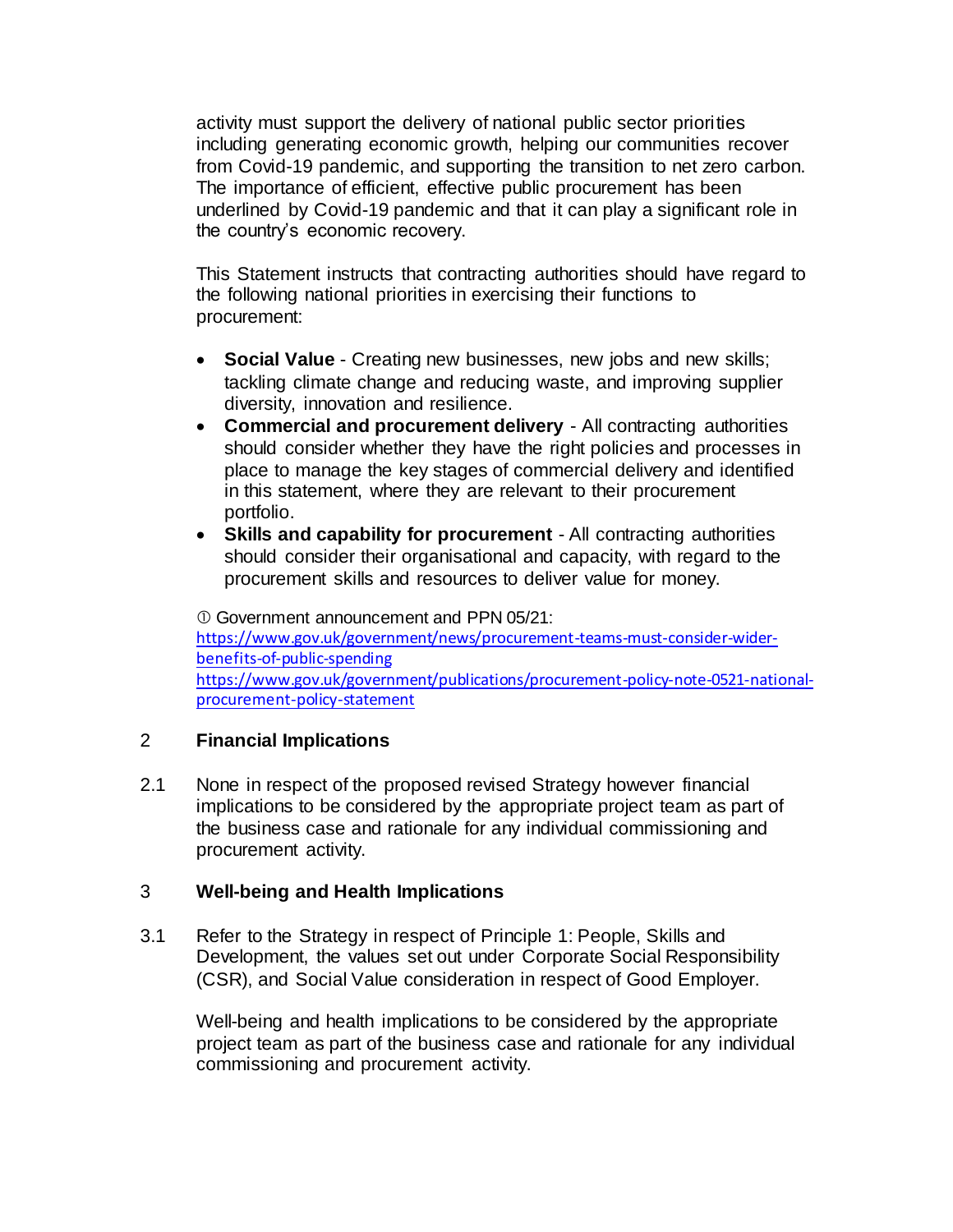activity must support the delivery of national public sector priorities including generating economic growth, helping our communities recover from Covid-19 pandemic, and supporting the transition to net zero carbon. The importance of efficient, effective public procurement has been underlined by Covid-19 pandemic and that it can play a significant role in the country's economic recovery.

This Statement instructs that contracting authorities should have regard to the following national priorities in exercising their functions to procurement:

- **Social Value** - Creating new businesses, new jobs and new skills; tackling climate change and reducing waste, and improving supplier diversity, innovation and resilience.
- **Commercial and procurement delivery** - All contracting authorities should consider whether they have the right policies and processes in place to manage the key stages of commercial delivery and identified in this statement, where they are relevant to their procurement portfolio.
- **Skills and capability for procurement** - All contracting authorities should consider their organisational and capacity, with regard to the procurement skills and resources to deliver value for money.

① Government announcement and PPN 05/21:
https://www.gov.uk/government/news/procurement-teams-must-consider-wider-benefits-of-public-spending
https://www.gov.uk/government/publications/procurement-policy-note-0521-national-procurement-policy-statement

## 2 Financial Implications

2.1 None in respect of the proposed revised Strategy however financial implications to be considered by the appropriate project team as part of the business case and rationale for any individual commissioning and procurement activity.

## 3 Well-being and Health Implications

3.1 Refer to the Strategy in respect of Principle 1: People, Skills and Development, the values set out under Corporate Social Responsibility (CSR), and Social Value consideration in respect of Good Employer.

Well-being and health implications to be considered by the appropriate project team as part of the business case and rationale for any individual commissioning and procurement activity.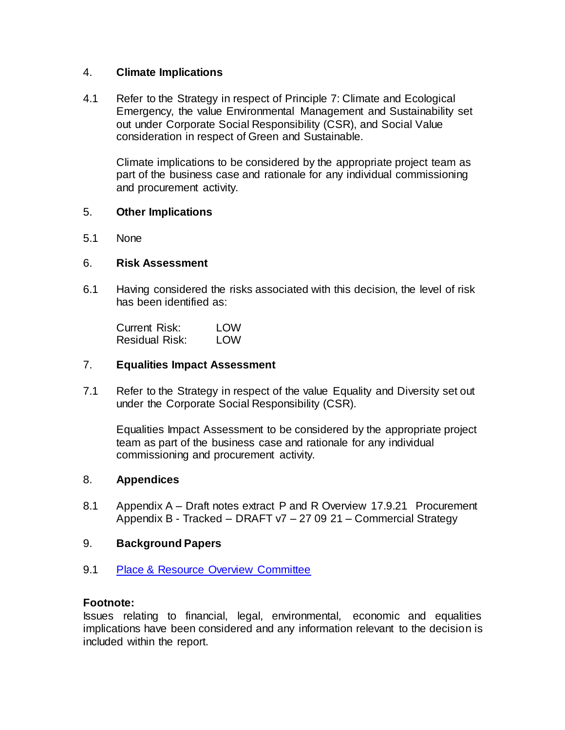## 4. Climate Implications

4.1 Refer to the Strategy in respect of Principle 7: Climate and Ecological Emergency, the value Environmental Management and Sustainability set out under Corporate Social Responsibility (CSR), and Social Value consideration in respect of Green and Sustainable.

Climate implications to be considered by the appropriate project team as part of the business case and rationale for any individual commissioning and procurement activity.

## 5. Other Implications

5.1 None

## 6. Risk Assessment

6.1 Having considered the risks associated with this decision, the level of risk has been identified as:

Current Risk: LOW
Residual Risk: LOW

## 7. Equalities Impact Assessment

7.1 Refer to the Strategy in respect of the value Equality and Diversity set out under the Corporate Social Responsibility (CSR).

Equalities Impact Assessment to be considered by the appropriate project team as part of the business case and rationale for any individual commissioning and procurement activity.

## 8. Appendices

8.1 Appendix A – Draft notes extract P and R Overview 17.9.21 Procurement
Appendix B - Tracked – DRAFT v7 – 27 09 21 – Commercial Strategy

## 9. Background Papers

9.1 [Place & Resource Overview Committee]

**Footnote:**
Issues relating to financial, legal, environmental, economic and equalities implications have been considered and any information relevant to the decision is included within the report.